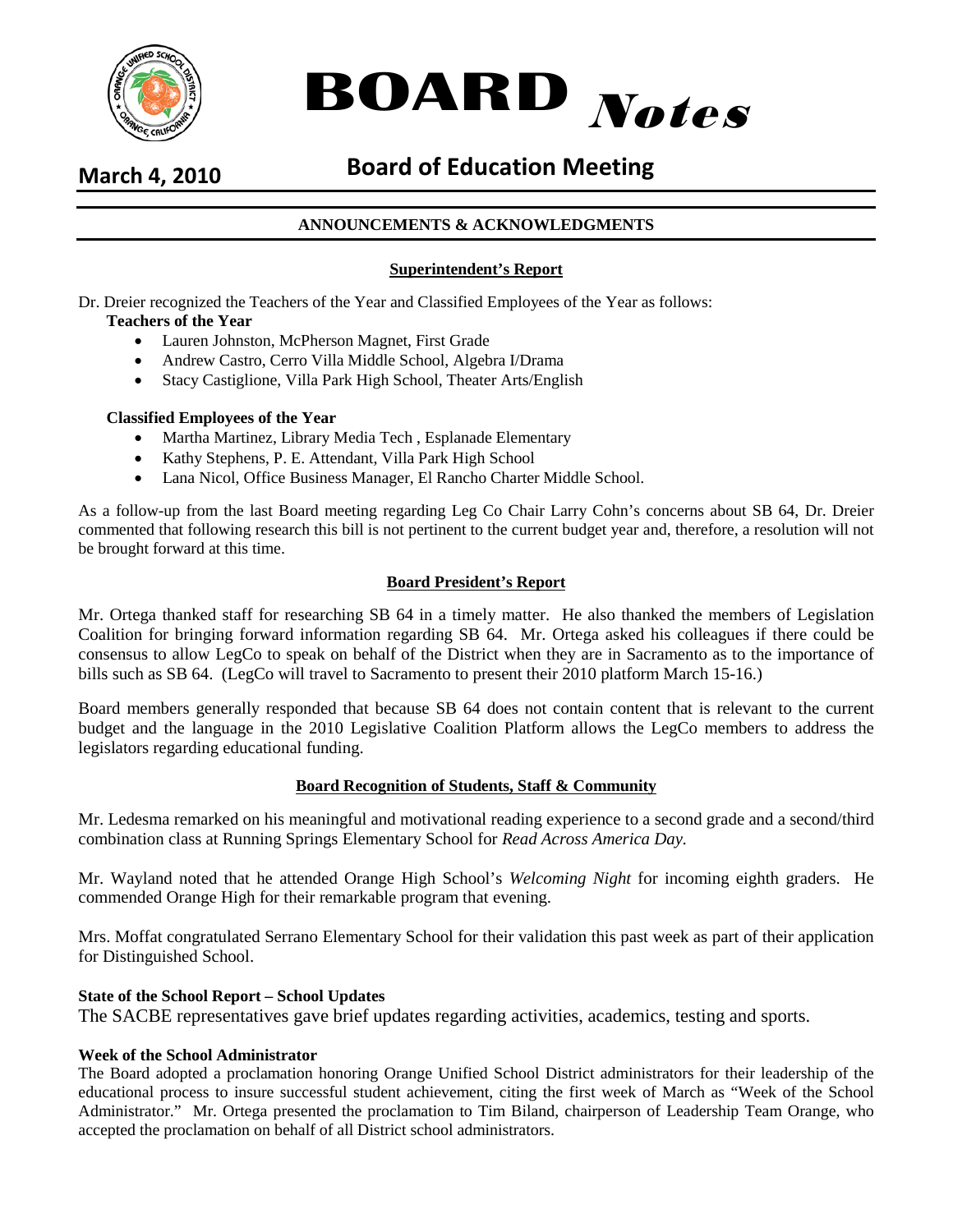# BOARD *Notes*

**March 4, 2010**

## Board of Education Meeting

### ANNOUNCEMENTS & ACKNOWLEDGMENTS

#### Superintendent's Report

Dr. Dreier recognized the Teachers of the Year and Classified Employees of the Year as follows:

**Teachers of the Year**

- Lauren Johnston, McPherson Magnet, First Grade
- Andrew Castro, Cerro Villa Middle School, Algebra I/Drama
- Stacy Castiglione, Villa Park High School, Theater Arts/English

**Classified Employees of the Year**

- Martha Martinez, Library Media Tech , Esplanade Elementary
- Kathy Stephens, P. E. Attendant, Villa Park High School
- Lana Nicol, Office Business Manager, El Rancho Charter Middle School.

As a follow-up from the last Board meeting regarding Leg Co Chair Larry Cohn's concerns about SB 64, Dr. Dreier commented that following research this bill is not pertinent to the current budget year and, therefore, a resolution will not be brought forward at this time.

#### Board President's Report

Mr. Ortega thanked staff for researching SB 64 in a timely matter. He also thanked the members of Legislation Coalition for bringing forward information regarding SB 64. Mr. Ortega asked his colleagues if there could be consensus to allow LegCo to speak on behalf of the District when they are in Sacramento as to the importance of bills such as SB 64. (LegCo will travel to Sacramento to present their 2010 platform March 15-16.)

Board members generally responded that because SB 64 does not contain content that is relevant to the current budget and the language in the 2010 Legislative Coalition Platform allows the LegCo members to address the legislators regarding educational funding.

#### Board Recognition of Students, Staff & Community

Mr. Ledesma remarked on his meaningful and motivational reading experience to a second grade and a second/third combination class at Running Springs Elementary School for *Read Across America Day.*

Mr. Wayland noted that he attended Orange High School's *Welcoming Night* for incoming eighth graders. He commended Orange High for their remarkable program that evening.

Mrs. Moffat congratulated Serrano Elementary School for their validation this past week as part of their application for Distinguished School.

**State of the School Report – School Updates**

The SACBE representatives gave brief updates regarding activities, academics, testing and sports.

**Week of the School Administrator**

The Board adopted a proclamation honoring Orange Unified School District administrators for their leadership of the educational process to insure successful student achievement, citing the first week of March as "Week of the School Administrator." Mr. Ortega presented the proclamation to Tim Biland, chairperson of Leadership Team Orange, who accepted the proclamation on behalf of all District school administrators.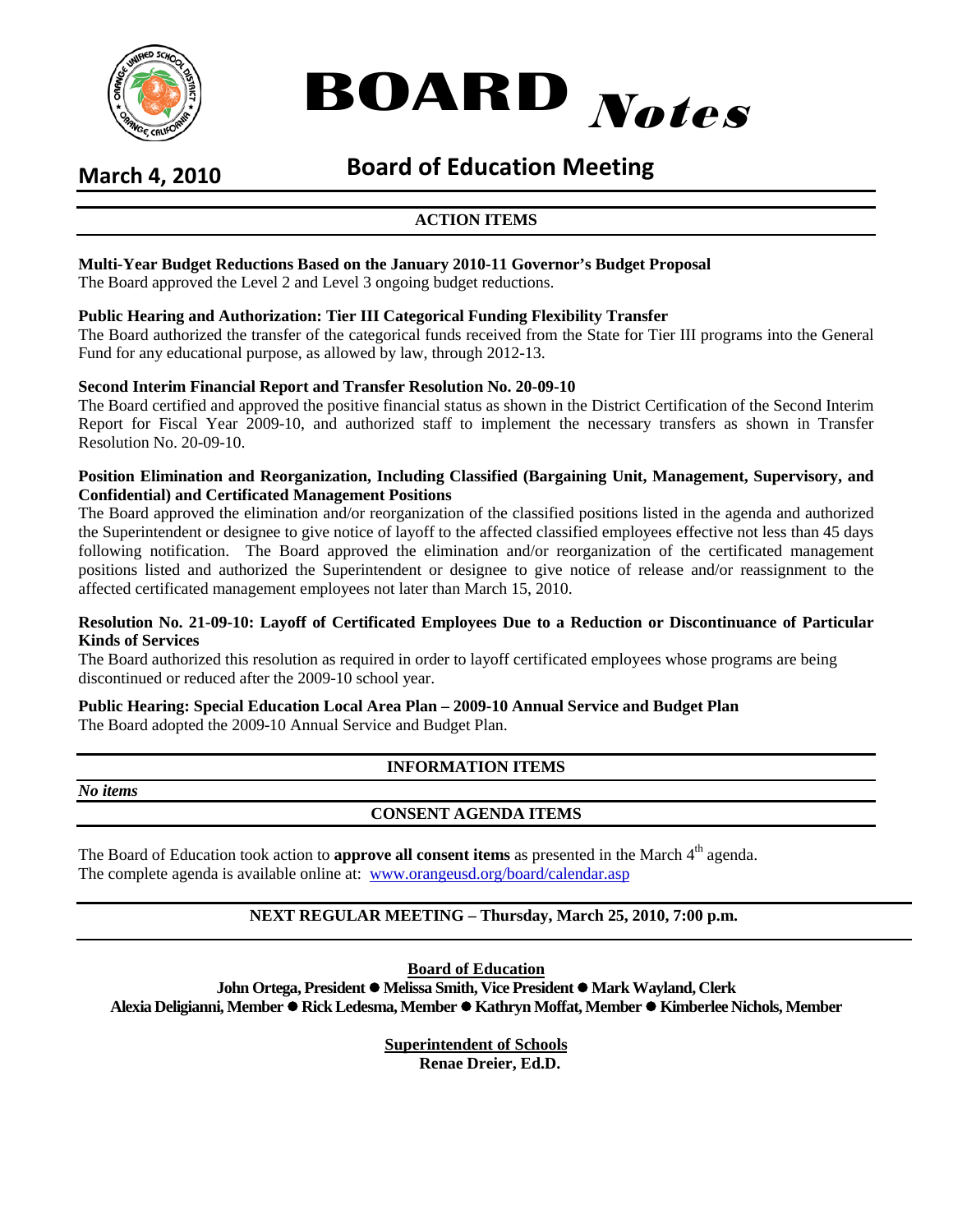# BOARD *Notes*

## March 4, 2010

## Board of Education Meeting

### ACTION ITEMS

**Multi-Year Budget Reductions Based on the January 2010-11 Governor's Budget Proposal**
The Board approved the Level 2 and Level 3 ongoing budget reductions.

**Public Hearing and Authorization: Tier III Categorical Funding Flexibility Transfer**
The Board authorized the transfer of the categorical funds received from the State for Tier III programs into the General Fund for any educational purpose, as allowed by law, through 2012-13.

**Second Interim Financial Report and Transfer Resolution No. 20-09-10**
The Board certified and approved the positive financial status as shown in the District Certification of the Second Interim Report for Fiscal Year 2009-10, and authorized staff to implement the necessary transfers as shown in Transfer Resolution No. 20-09-10.

**Position Elimination and Reorganization, Including Classified (Bargaining Unit, Management, Supervisory, and Confidential) and Certificated Management Positions**
The Board approved the elimination and/or reorganization of the classified positions listed in the agenda and authorized the Superintendent or designee to give notice of layoff to the affected classified employees effective not less than 45 days following notification. The Board approved the elimination and/or reorganization of the certificated management positions listed and authorized the Superintendent or designee to give notice of release and/or reassignment to the affected certificated management employees not later than March 15, 2010.

**Resolution No. 21-09-10: Layoff of Certificated Employees Due to a Reduction or Discontinuance of Particular Kinds of Services**
The Board authorized this resolution as required in order to layoff certificated employees whose programs are being discontinued or reduced after the 2009-10 school year.

**Public Hearing: Special Education Local Area Plan – 2009-10 Annual Service and Budget Plan**
The Board adopted the 2009-10 Annual Service and Budget Plan.

### INFORMATION ITEMS

*No items*

### CONSENT AGENDA ITEMS

The Board of Education took action to **approve all consent items** as presented in the March 4th agenda.
The complete agenda is available online at: www.orangeusd.org/board/calendar.asp

**NEXT REGULAR MEETING – Thursday, March 25, 2010, 7:00 p.m.**

**Board of Education**
**John Ortega, President ● Melissa Smith, Vice President ● Mark Wayland, Clerk**
**Alexia Deligianni, Member ● Rick Ledesma, Member ● Kathryn Moffat, Member ● Kimberlee Nichols, Member**

**Superintendent of Schools**
**Renae Dreier, Ed.D.**